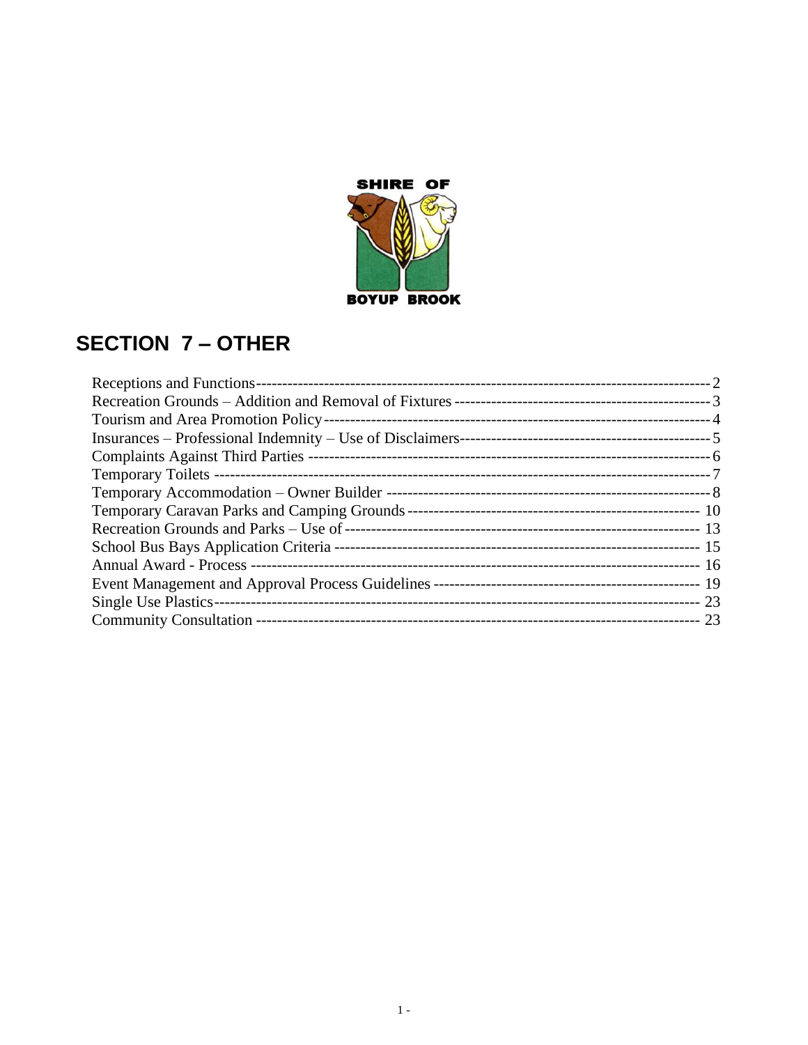SHIRE OF BOYUP BROOK

# SECTION 7 – OTHER

| | |
|---|---|
| Receptions and Functions | 2 |
| Recreation Grounds – Addition and Removal of Fixtures | 3 |
| Tourism and Area Promotion Policy | 4 |
| Insurances – Professional Indemnity – Use of Disclaimers | 5 |
| Complaints Against Third Parties | 6 |
| Temporary Toilets | 7 |
| Temporary Accommodation – Owner Builder | 8 |
| Temporary Caravan Parks and Camping Grounds | 10 |
| Recreation Grounds and Parks – Use of | 13 |
| School Bus Bays Application Criteria | 15 |
| Annual Award - Process | 16 |
| Event Management and Approval Process Guidelines | 19 |
| Single Use Plastics | 23 |
| Community Consultation | 23 |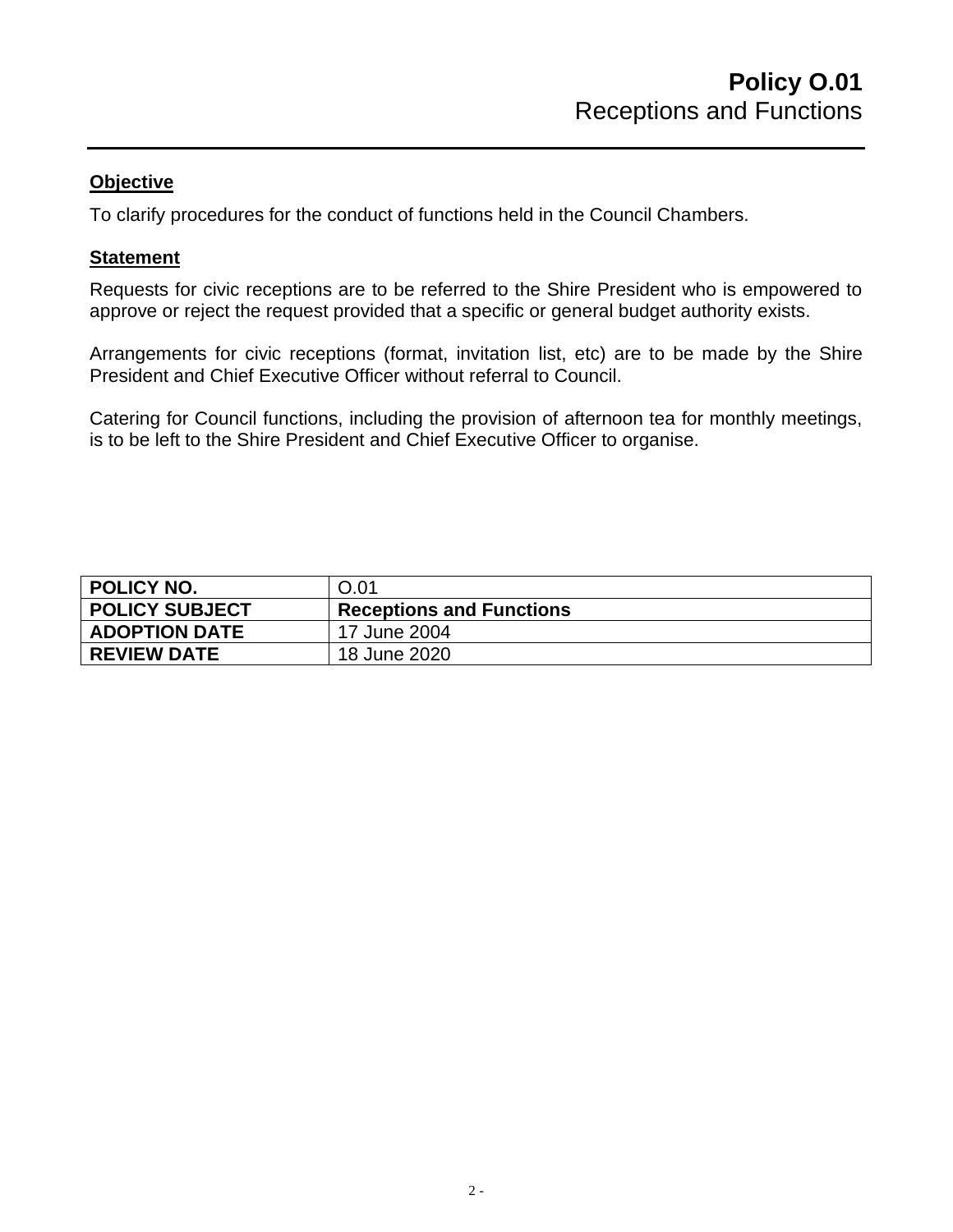# Policy O.01
Receptions and Functions

## Objective

To clarify procedures for the conduct of functions held in the Council Chambers.

## Statement

Requests for civic receptions are to be referred to the Shire President who is empowered to approve or reject the request provided that a specific or general budget authority exists.

Arrangements for civic receptions (format, invitation list, etc) are to be made by the Shire President and Chief Executive Officer without referral to Council.

Catering for Council functions, including the provision of afternoon tea for monthly meetings, is to be left to the Shire President and Chief Executive Officer to organise.

| **POLICY NO.** | O.01 |
|---|---|
| **POLICY SUBJECT** | **Receptions and Functions** |
| **ADOPTION DATE** | 17 June 2004 |
| **REVIEW DATE** | 18 June 2020 |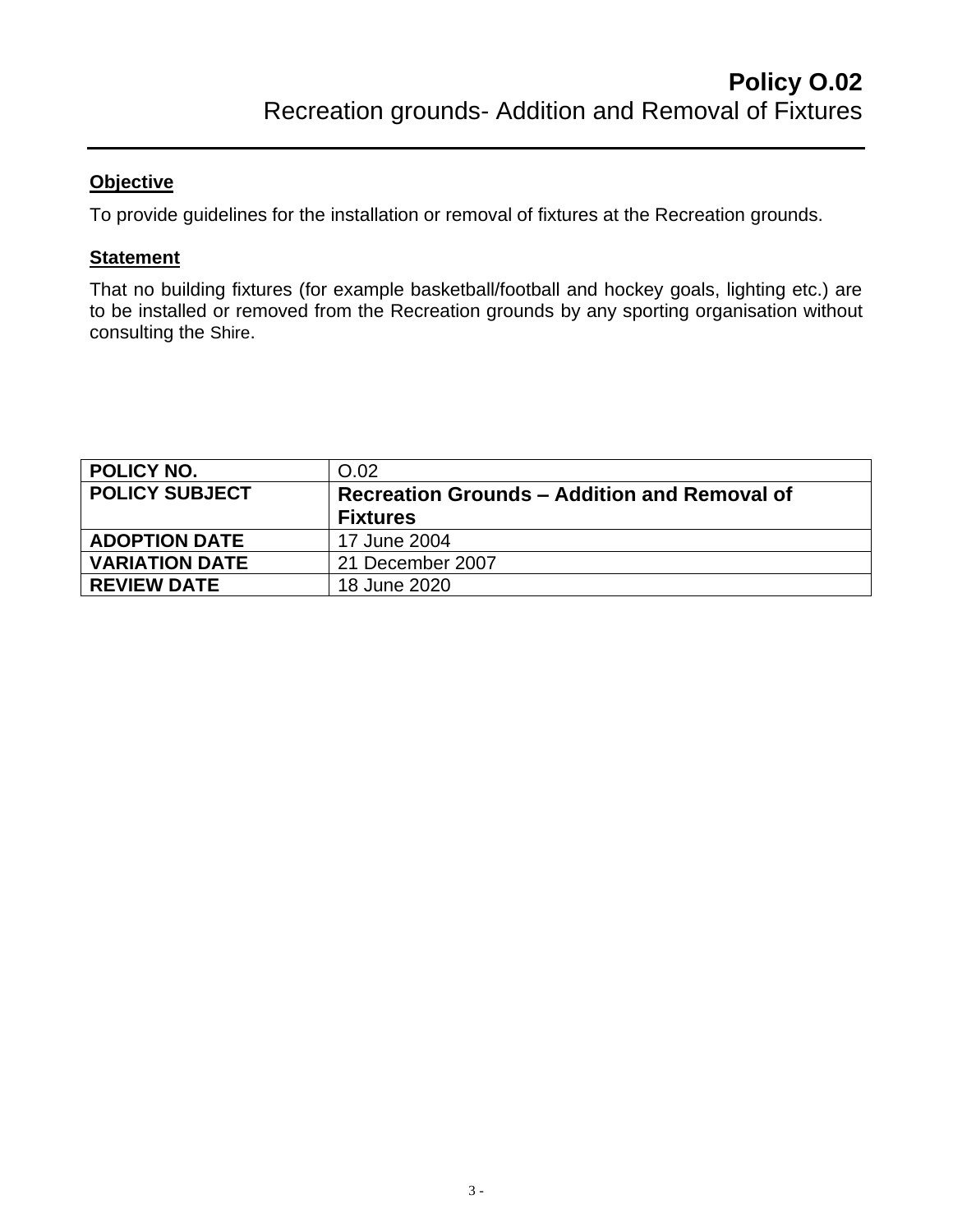# Policy O.02
## Recreation grounds- Addition and Removal of Fixtures

---

**Objective**

To provide guidelines for the installation or removal of fixtures at the Recreation grounds.

**Statement**

That no building fixtures (for example basketball/football and hockey goals, lighting etc.) are to be installed or removed from the Recreation grounds by any sporting organisation without consulting the Shire.

| **POLICY NO.** | O.02 |
|---|---|
| **POLICY SUBJECT** | **Recreation Grounds – Addition and Removal of Fixtures** |
| **ADOPTION DATE** | 17 June 2004 |
| **VARIATION DATE** | 21 December 2007 |
| **REVIEW DATE** | 18 June 2020 |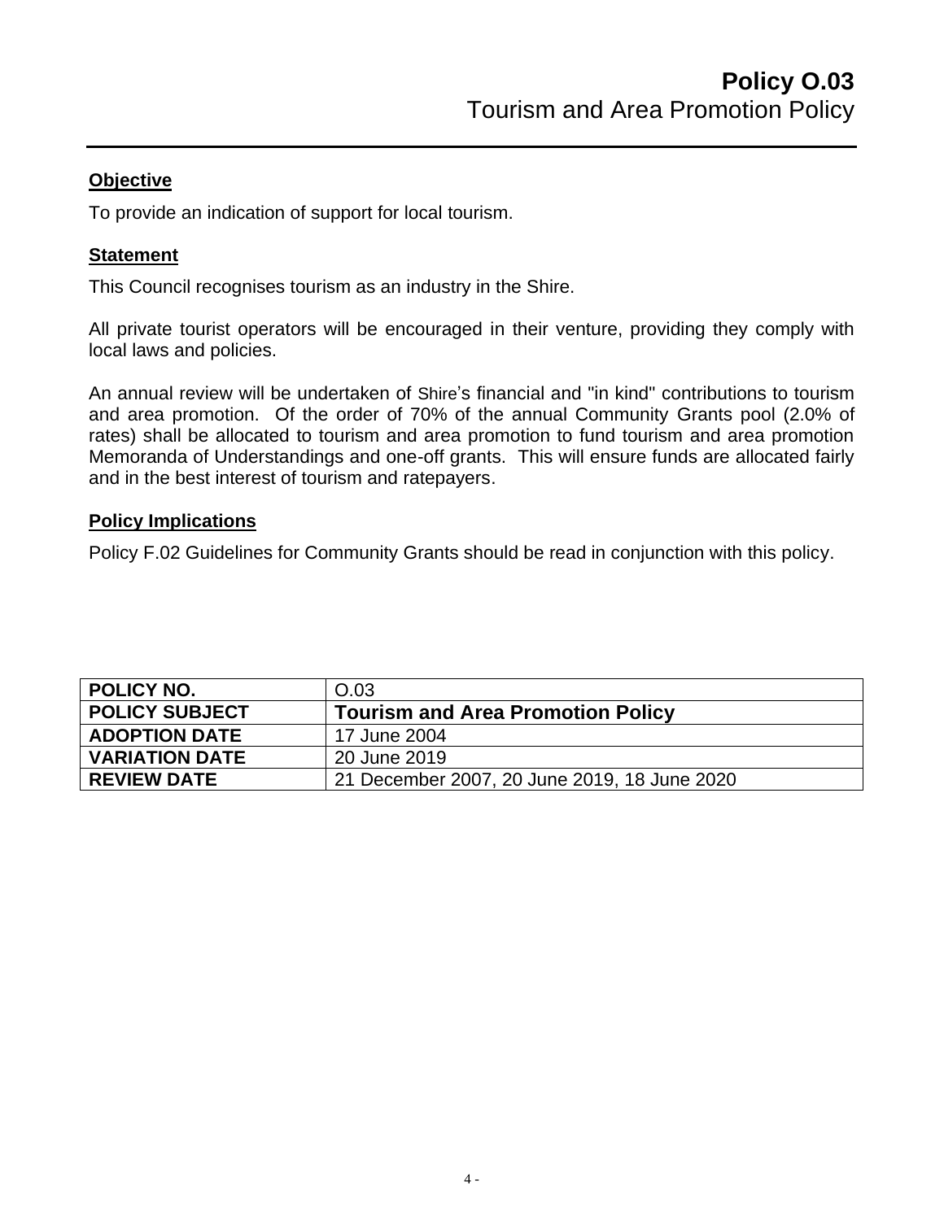# **Policy O.03**
## Tourism and Area Promotion Policy

---

**Objective**

To provide an indication of support for local tourism.

**Statement**

This Council recognises tourism as an industry in the Shire.

All private tourist operators will be encouraged in their venture, providing they comply with local laws and policies.

An annual review will be undertaken of Shire's financial and "in kind" contributions to tourism and area promotion. Of the order of 70% of the annual Community Grants pool (2.0% of rates) shall be allocated to tourism and area promotion to fund tourism and area promotion Memoranda of Understandings and one-off grants. This will ensure funds are allocated fairly and in the best interest of tourism and ratepayers.

**Policy Implications**

Policy F.02 Guidelines for Community Grants should be read in conjunction with this policy.

| | |
|---|---|
| **POLICY NO.** | O.03 |
| **POLICY SUBJECT** | **Tourism and Area Promotion Policy** |
| **ADOPTION DATE** | 17 June 2004 |
| **VARIATION DATE** | 20 June 2019 |
| **REVIEW DATE** | 21 December 2007, 20 June 2019, 18 June 2020 |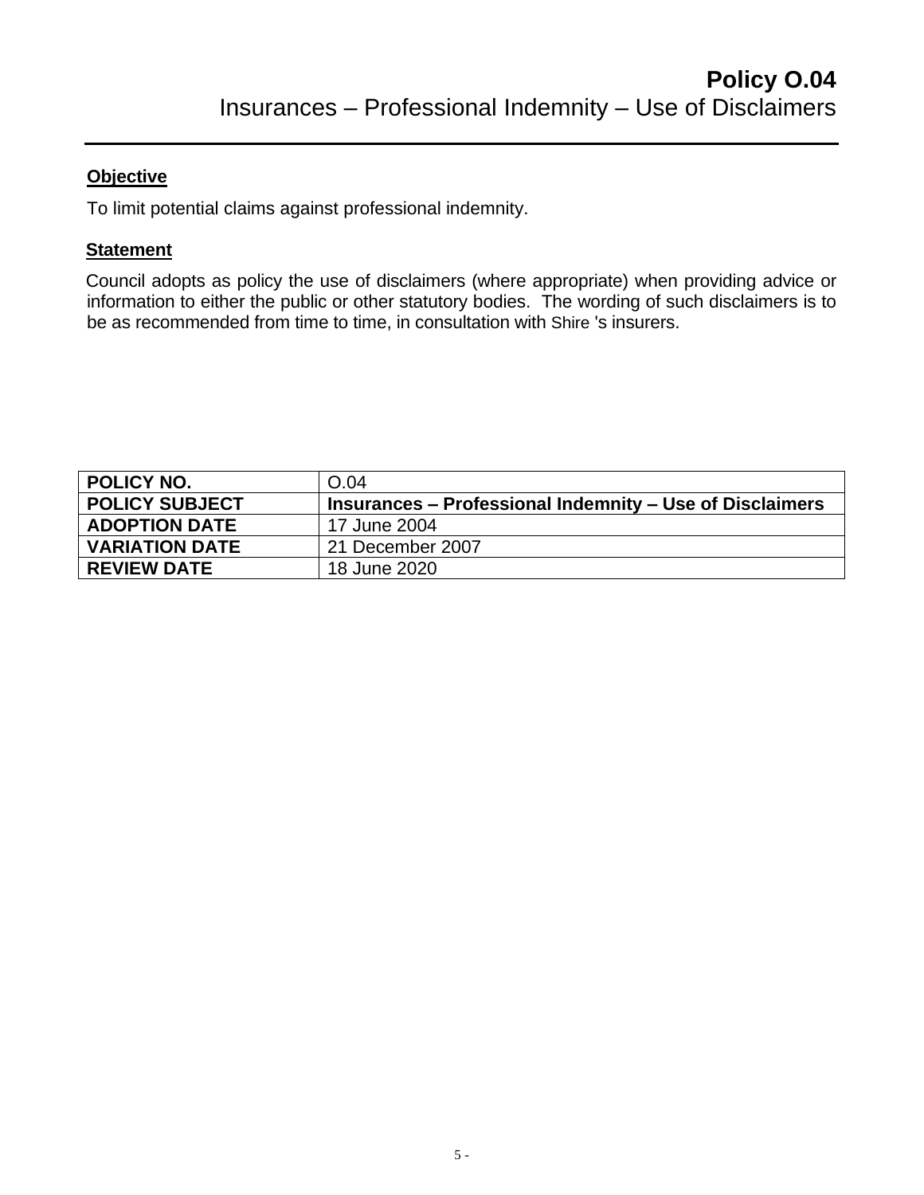# Policy O.04
## Insurances – Professional Indemnity – Use of Disclaimers

**Objective**

To limit potential claims against professional indemnity.

**Statement**

Council adopts as policy the use of disclaimers (where appropriate) when providing advice or information to either the public or other statutory bodies. The wording of such disclaimers is to be as recommended from time to time, in consultation with Shire 's insurers.

| **POLICY NO.** | O.04 |
| --- | --- |
| **POLICY SUBJECT** | **Insurances – Professional Indemnity – Use of Disclaimers** |
| **ADOPTION DATE** | 17 June 2004 |
| **VARIATION DATE** | 21 December 2007 |
| **REVIEW DATE** | 18 June 2020 |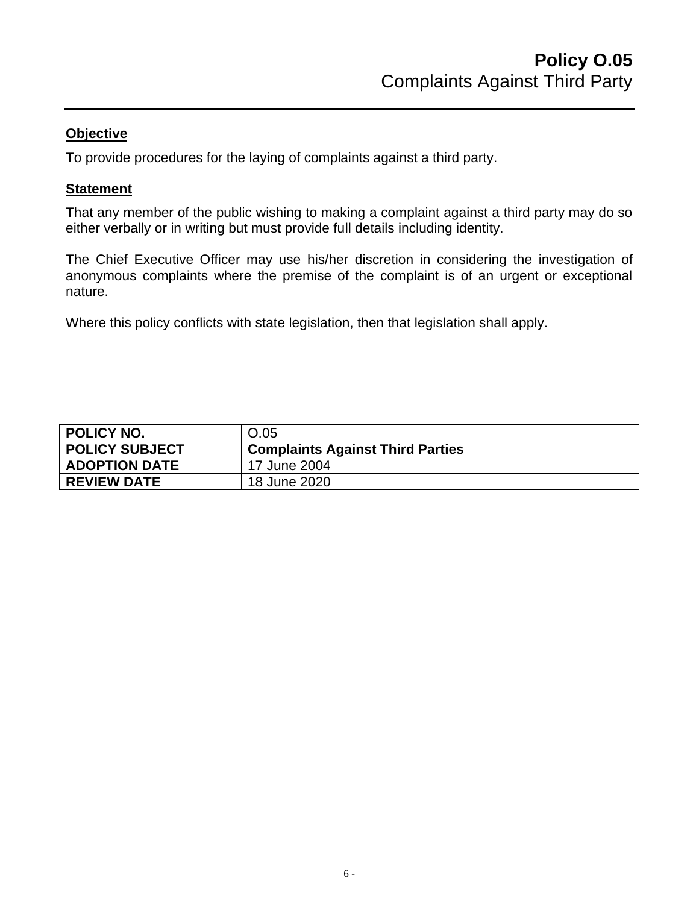# Policy O.05
## Complaints Against Third Party

### Objective

To provide procedures for the laying of complaints against a third party.

### Statement

That any member of the public wishing to making a complaint against a third party may do so either verbally or in writing but must provide full details including identity.

The Chief Executive Officer may use his/her discretion in considering the investigation of anonymous complaints where the premise of the complaint is of an urgent or exceptional nature.

Where this policy conflicts with state legislation, then that legislation shall apply.

| **POLICY NO.** | O.05 |
|---|---|
| **POLICY SUBJECT** | **Complaints Against Third Parties** |
| **ADOPTION DATE** | 17 June 2004 |
| **REVIEW DATE** | 18 June 2020 |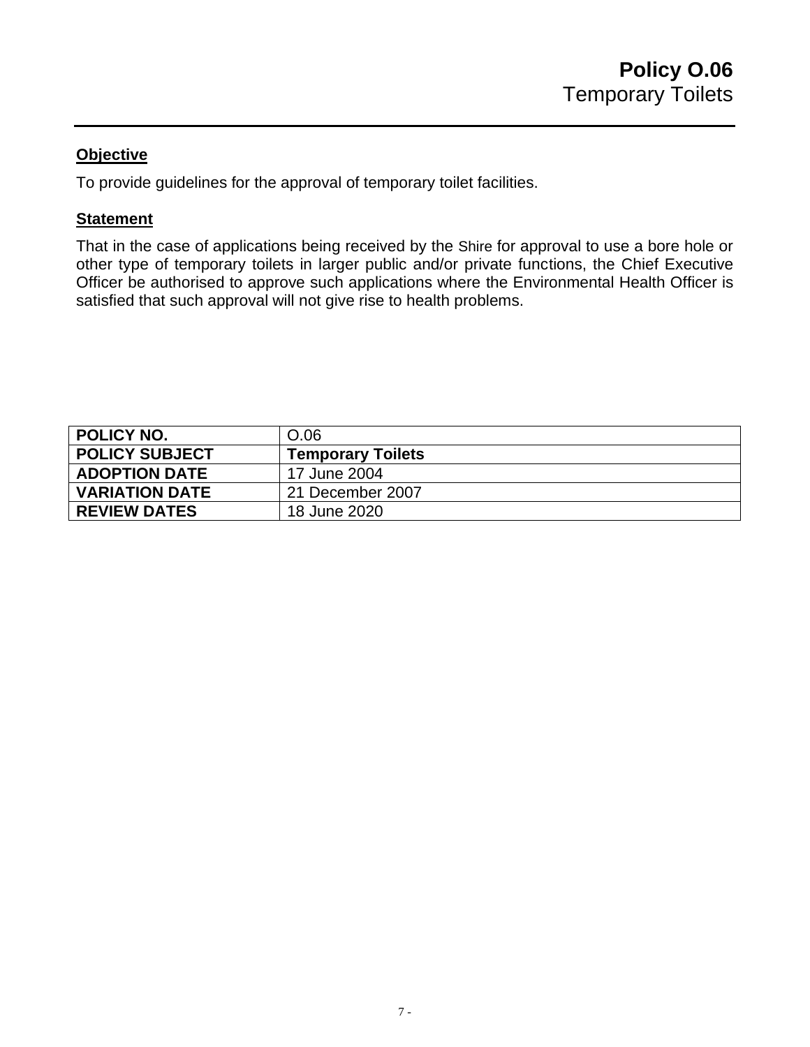# Policy O.06
## Temporary Toilets

---

**Objective**

To provide guidelines for the approval of temporary toilet facilities.

**Statement**

That in the case of applications being received by the Shire for approval to use a bore hole or other type of temporary toilets in larger public and/or private functions, the Chief Executive Officer be authorised to approve such applications where the Environmental Health Officer is satisfied that such approval will not give rise to health problems.

| **POLICY NO.** | O.06 |
|---|---|
| **POLICY SUBJECT** | **Temporary Toilets** |
| **ADOPTION DATE** | 17 June 2004 |
| **VARIATION DATE** | 21 December 2007 |
| **REVIEW DATES** | 18 June 2020 |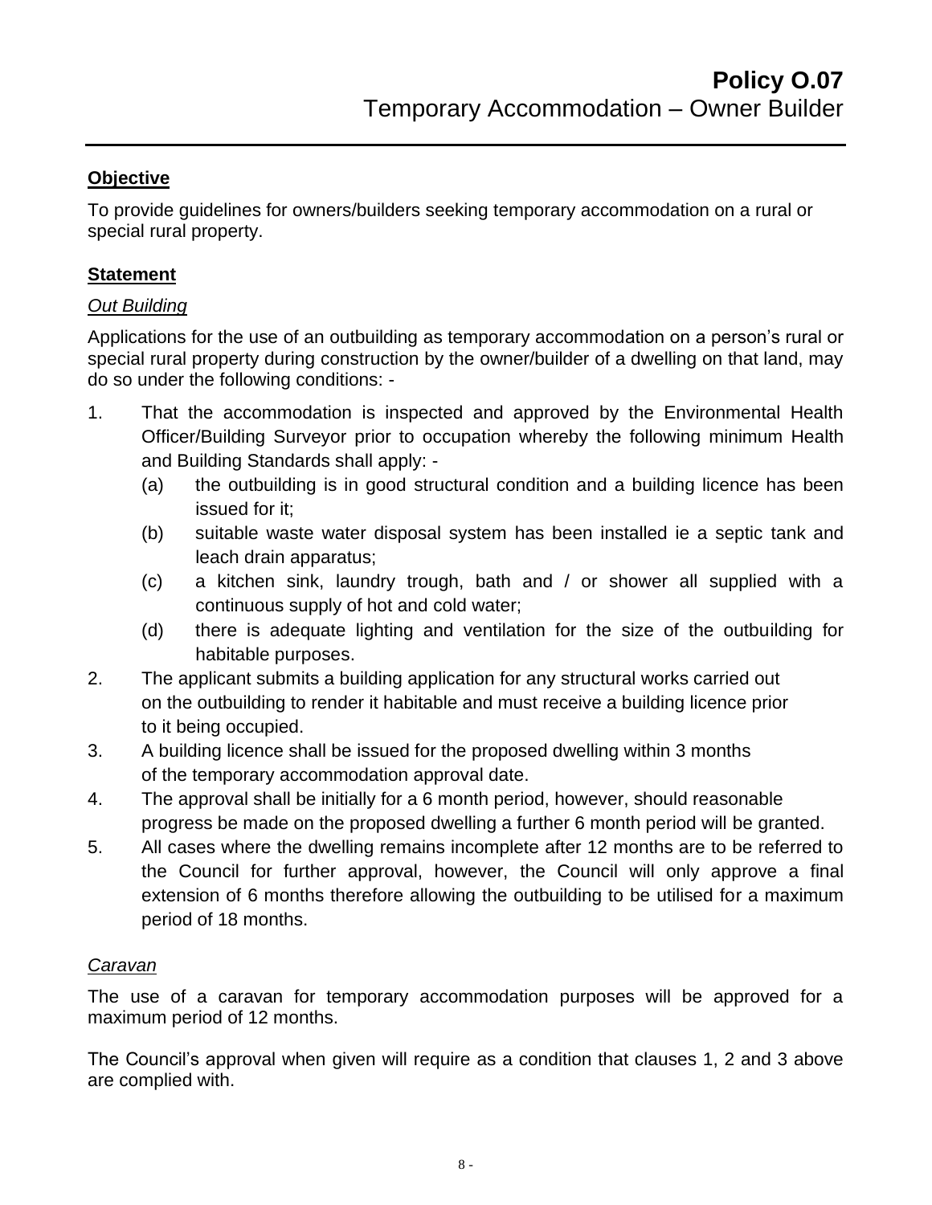# Policy O.07
## Temporary Accommodation – Owner Builder

### Objective

To provide guidelines for owners/builders seeking temporary accommodation on a rural or special rural property.

### Statement

*Out Building*

Applications for the use of an outbuilding as temporary accommodation on a person's rural or special rural property during construction by the owner/builder of a dwelling on that land, may do so under the following conditions: -

1. That the accommodation is inspected and approved by the Environmental Health Officer/Building Surveyor prior to occupation whereby the following minimum Health and Building Standards shall apply: -
   (a) the outbuilding is in good structural condition and a building licence has been issued for it;
   (b) suitable waste water disposal system has been installed ie a septic tank and leach drain apparatus;
   (c) a kitchen sink, laundry trough, bath and / or shower all supplied with a continuous supply of hot and cold water;
   (d) there is adequate lighting and ventilation for the size of the outbuilding for habitable purposes.
2. The applicant submits a building application for any structural works carried out on the outbuilding to render it habitable and must receive a building licence prior to it being occupied.
3. A building licence shall be issued for the proposed dwelling within 3 months of the temporary accommodation approval date.
4. The approval shall be initially for a 6 month period, however, should reasonable progress be made on the proposed dwelling a further 6 month period will be granted.
5. All cases where the dwelling remains incomplete after 12 months are to be referred to the Council for further approval, however, the Council will only approve a final extension of 6 months therefore allowing the outbuilding to be utilised for a maximum period of 18 months.

*Caravan*

The use of a caravan for temporary accommodation purposes will be approved for a maximum period of 12 months.

The Council's approval when given will require as a condition that clauses 1, 2 and 3 above are complied with.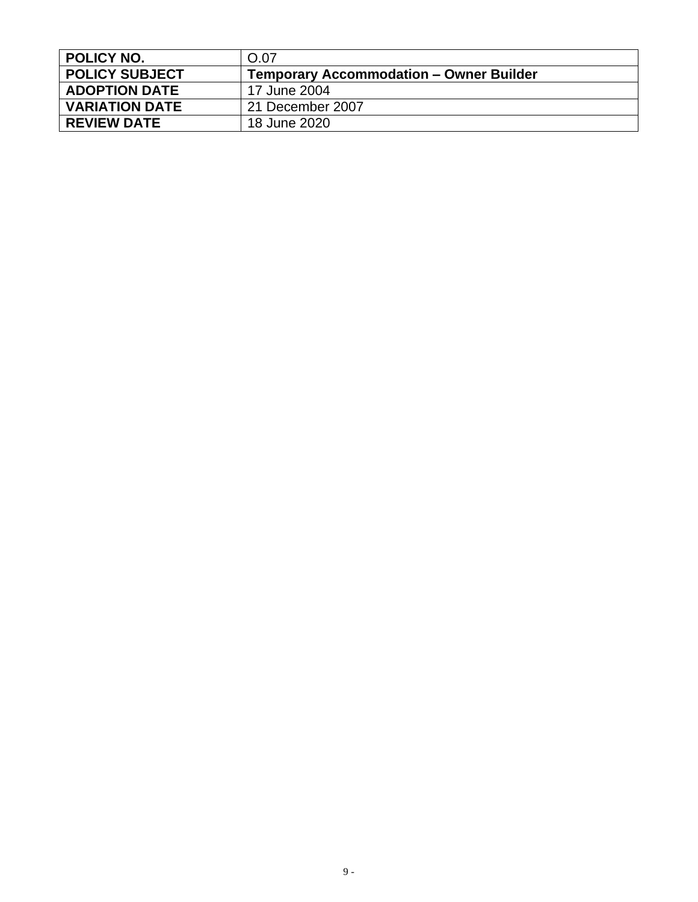| POLICY NO. | O.07 |
|---|---|
| **POLICY SUBJECT** | **Temporary Accommodation – Owner Builder** |
| **ADOPTION DATE** | 17 June 2004 |
| **VARIATION DATE** | 21 December 2007 |
| **REVIEW DATE** | 18 June 2020 |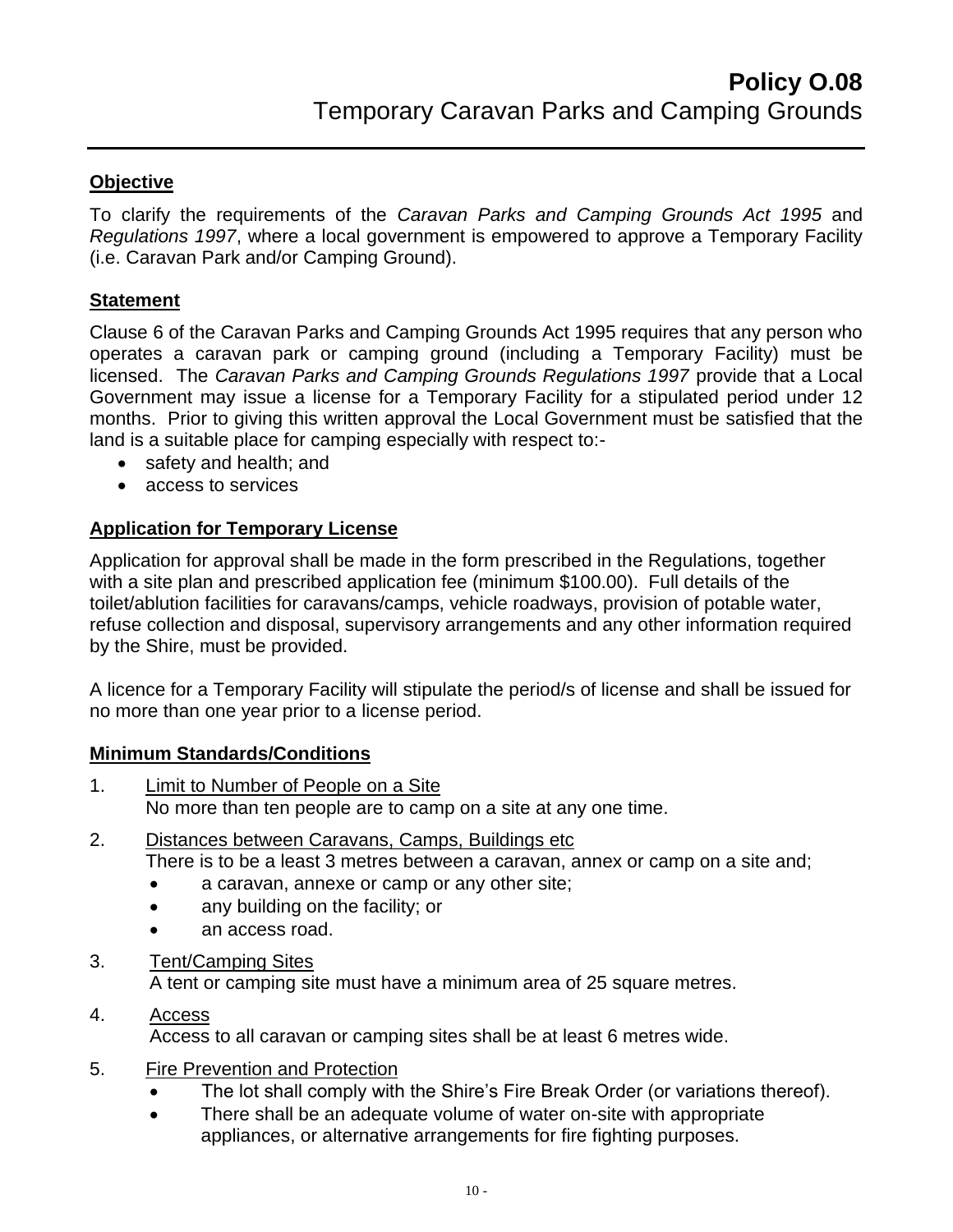# Policy O.08
## Temporary Caravan Parks and Camping Grounds

**Objective**

To clarify the requirements of the *Caravan Parks and Camping Grounds Act 1995* and *Regulations 1997*, where a local government is empowered to approve a Temporary Facility (i.e. Caravan Park and/or Camping Ground).

**Statement**

Clause 6 of the Caravan Parks and Camping Grounds Act 1995 requires that any person who operates a caravan park or camping ground (including a Temporary Facility) must be licensed. The *Caravan Parks and Camping Grounds Regulations 1997* provide that a Local Government may issue a license for a Temporary Facility for a stipulated period under 12 months. Prior to giving this written approval the Local Government must be satisfied that the land is a suitable place for camping especially with respect to:-

- safety and health; and
- access to services

**Application for Temporary License**

Application for approval shall be made in the form prescribed in the Regulations, together with a site plan and prescribed application fee (minimum $100.00). Full details of the toilet/ablution facilities for caravans/camps, vehicle roadways, provision of potable water, refuse collection and disposal, supervisory arrangements and any other information required by the Shire, must be provided.

A licence for a Temporary Facility will stipulate the period/s of license and shall be issued for no more than one year prior to a license period.

**Minimum Standards/Conditions**

1. Limit to Number of People on a Site
   No more than ten people are to camp on a site at any one time.

2. Distances between Caravans, Camps, Buildings etc
   There is to be a least 3 metres between a caravan, annex or camp on a site and;
   - a caravan, annexe or camp or any other site;
   - any building on the facility; or
   - an access road.

3. Tent/Camping Sites
   A tent or camping site must have a minimum area of 25 square metres.

4. Access
   Access to all caravan or camping sites shall be at least 6 metres wide.

5. Fire Prevention and Protection
   - The lot shall comply with the Shire's Fire Break Order (or variations thereof).
   - There shall be an adequate volume of water on-site with appropriate appliances, or alternative arrangements for fire fighting purposes.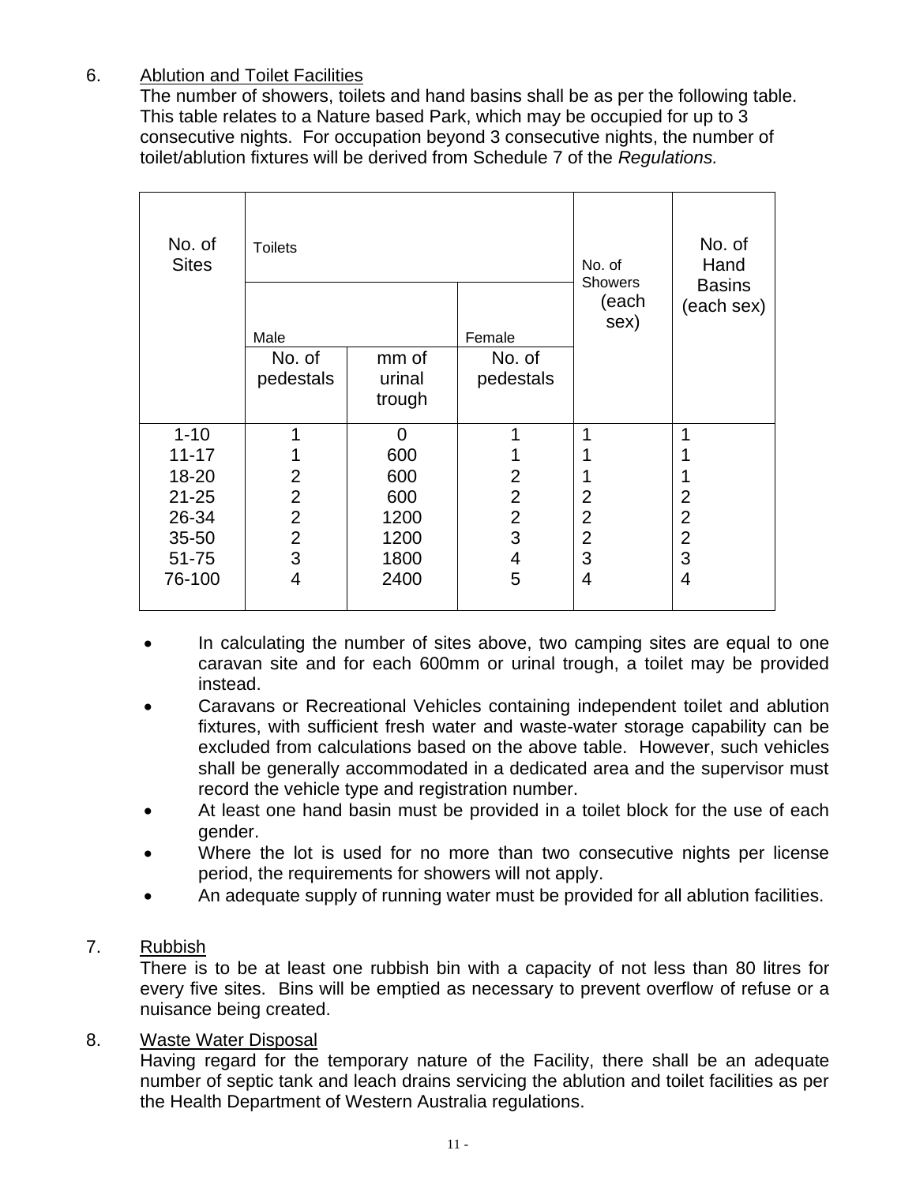6. Ablution and Toilet Facilities

The number of showers, toilets and hand basins shall be as per the following table. This table relates to a Nature based Park, which may be occupied for up to 3 consecutive nights. For occupation beyond 3 consecutive nights, the number of toilet/ablution fixtures will be derived from Schedule 7 of the *Regulations.*

| No. of Sites | Toilets | | | No. of Showers (each sex) | No. of Hand Basins (each sex) |
|---|---|---|---|---|---|
| | Male | | Female | | |
| | No. of pedestals | mm of urinal trough | No. of pedestals | | |
| 1-10 | 1 | 0 | 1 | 1 | 1 |
| 11-17 | 1 | 600 | 1 | 1 | 1 |
| 18-20 | 2 | 600 | 2 | 1 | 1 |
| 21-25 | 2 | 600 | 2 | 2 | 2 |
| 26-34 | 2 | 1200 | 2 | 2 | 2 |
| 35-50 | 2 | 1200 | 3 | 2 | 2 |
| 51-75 | 3 | 1800 | 4 | 3 | 3 |
| 76-100 | 4 | 2400 | 5 | 4 | 4 |

- In calculating the number of sites above, two camping sites are equal to one caravan site and for each 600mm or urinal trough, a toilet may be provided instead.
- Caravans or Recreational Vehicles containing independent toilet and ablution fixtures, with sufficient fresh water and waste-water storage capability can be excluded from calculations based on the above table. However, such vehicles shall be generally accommodated in a dedicated area and the supervisor must record the vehicle type and registration number.
- At least one hand basin must be provided in a toilet block for the use of each gender.
- Where the lot is used for no more than two consecutive nights per license period, the requirements for showers will not apply.
- An adequate supply of running water must be provided for all ablution facilities.

7. Rubbish

There is to be at least one rubbish bin with a capacity of not less than 80 litres for every five sites. Bins will be emptied as necessary to prevent overflow of refuse or a nuisance being created.

8. Waste Water Disposal

Having regard for the temporary nature of the Facility, there shall be an adequate number of septic tank and leach drains servicing the ablution and toilet facilities as per the Health Department of Western Australia regulations.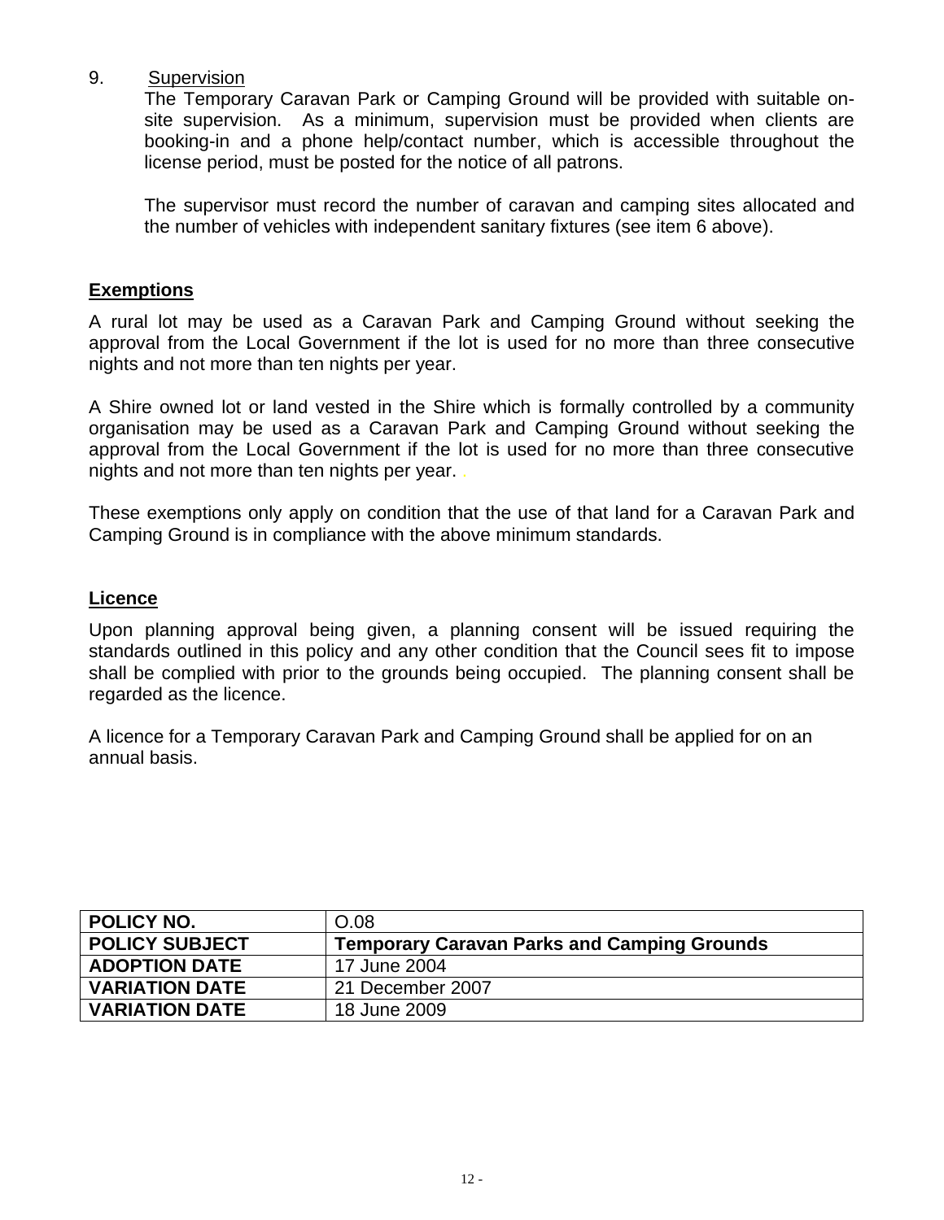9. Supervision

   The Temporary Caravan Park or Camping Ground will be provided with suitable on-site supervision. As a minimum, supervision must be provided when clients are booking-in and a phone help/contact number, which is accessible throughout the license period, must be posted for the notice of all patrons.

   The supervisor must record the number of caravan and camping sites allocated and the number of vehicles with independent sanitary fixtures (see item 6 above).

## Exemptions

A rural lot may be used as a Caravan Park and Camping Ground without seeking the approval from the Local Government if the lot is used for no more than three consecutive nights and not more than ten nights per year.

A Shire owned lot or land vested in the Shire which is formally controlled by a community organisation may be used as a Caravan Park and Camping Ground without seeking the approval from the Local Government if the lot is used for no more than three consecutive nights and not more than ten nights per year.

These exemptions only apply on condition that the use of that land for a Caravan Park and Camping Ground is in compliance with the above minimum standards.

## Licence

Upon planning approval being given, a planning consent will be issued requiring the standards outlined in this policy and any other condition that the Council sees fit to impose shall be complied with prior to the grounds being occupied. The planning consent shall be regarded as the licence.

A licence for a Temporary Caravan Park and Camping Ground shall be applied for on an annual basis.

| **POLICY NO.** | O.08 |
|---|---|
| **POLICY SUBJECT** | **Temporary Caravan Parks and Camping Grounds** |
| **ADOPTION DATE** | 17 June 2004 |
| **VARIATION DATE** | 21 December 2007 |
| **VARIATION DATE** | 18 June 2009 |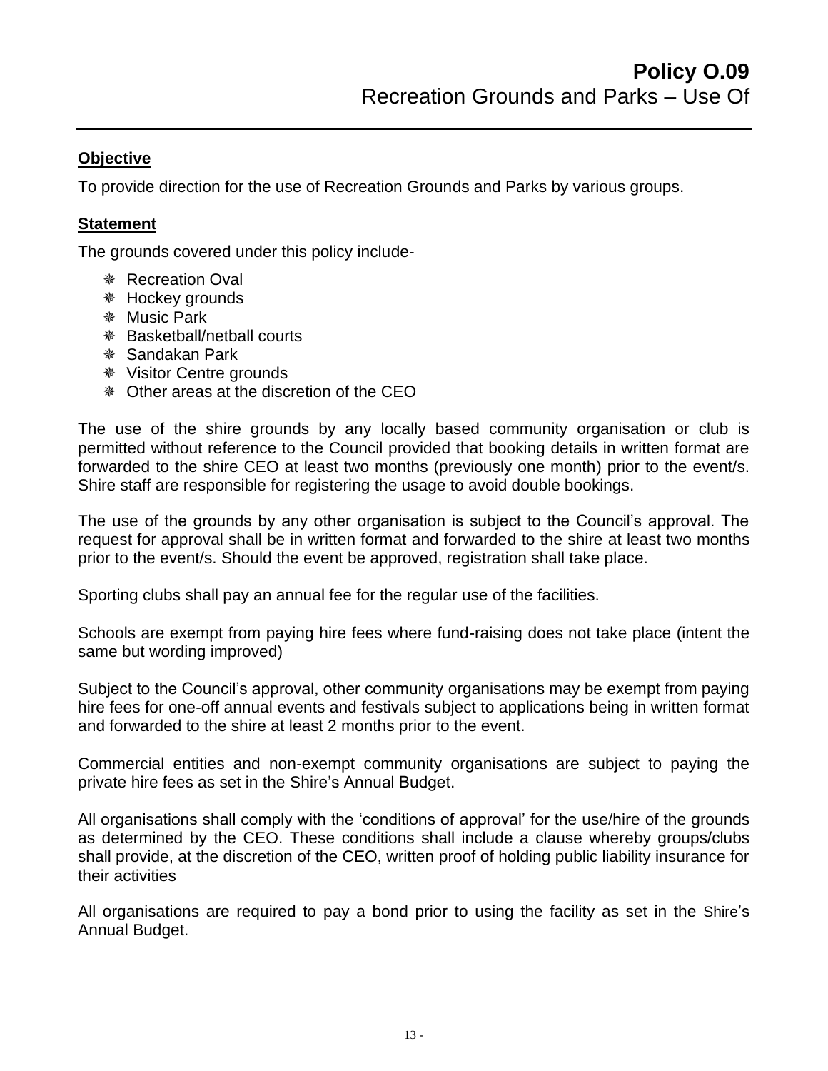# Policy O.09

## Recreation Grounds and Parks – Use Of

### Objective

To provide direction for the use of Recreation Grounds and Parks by various groups.

### Statement

The grounds covered under this policy include-

- Recreation Oval
- Hockey grounds
- Music Park
- Basketball/netball courts
- Sandakan Park
- Visitor Centre grounds
- Other areas at the discretion of the CEO

The use of the shire grounds by any locally based community organisation or club is permitted without reference to the Council provided that booking details in written format are forwarded to the shire CEO at least two months (previously one month) prior to the event/s. Shire staff are responsible for registering the usage to avoid double bookings.

The use of the grounds by any other organisation is subject to the Council's approval. The request for approval shall be in written format and forwarded to the shire at least two months prior to the event/s. Should the event be approved, registration shall take place.

Sporting clubs shall pay an annual fee for the regular use of the facilities.

Schools are exempt from paying hire fees where fund-raising does not take place (intent the same but wording improved)

Subject to the Council's approval, other community organisations may be exempt from paying hire fees for one-off annual events and festivals subject to applications being in written format and forwarded to the shire at least 2 months prior to the event.

Commercial entities and non-exempt community organisations are subject to paying the private hire fees as set in the Shire's Annual Budget.

All organisations shall comply with the 'conditions of approval' for the use/hire of the grounds as determined by the CEO. These conditions shall include a clause whereby groups/clubs shall provide, at the discretion of the CEO, written proof of holding public liability insurance for their activities

All organisations are required to pay a bond prior to using the facility as set in the Shire's Annual Budget.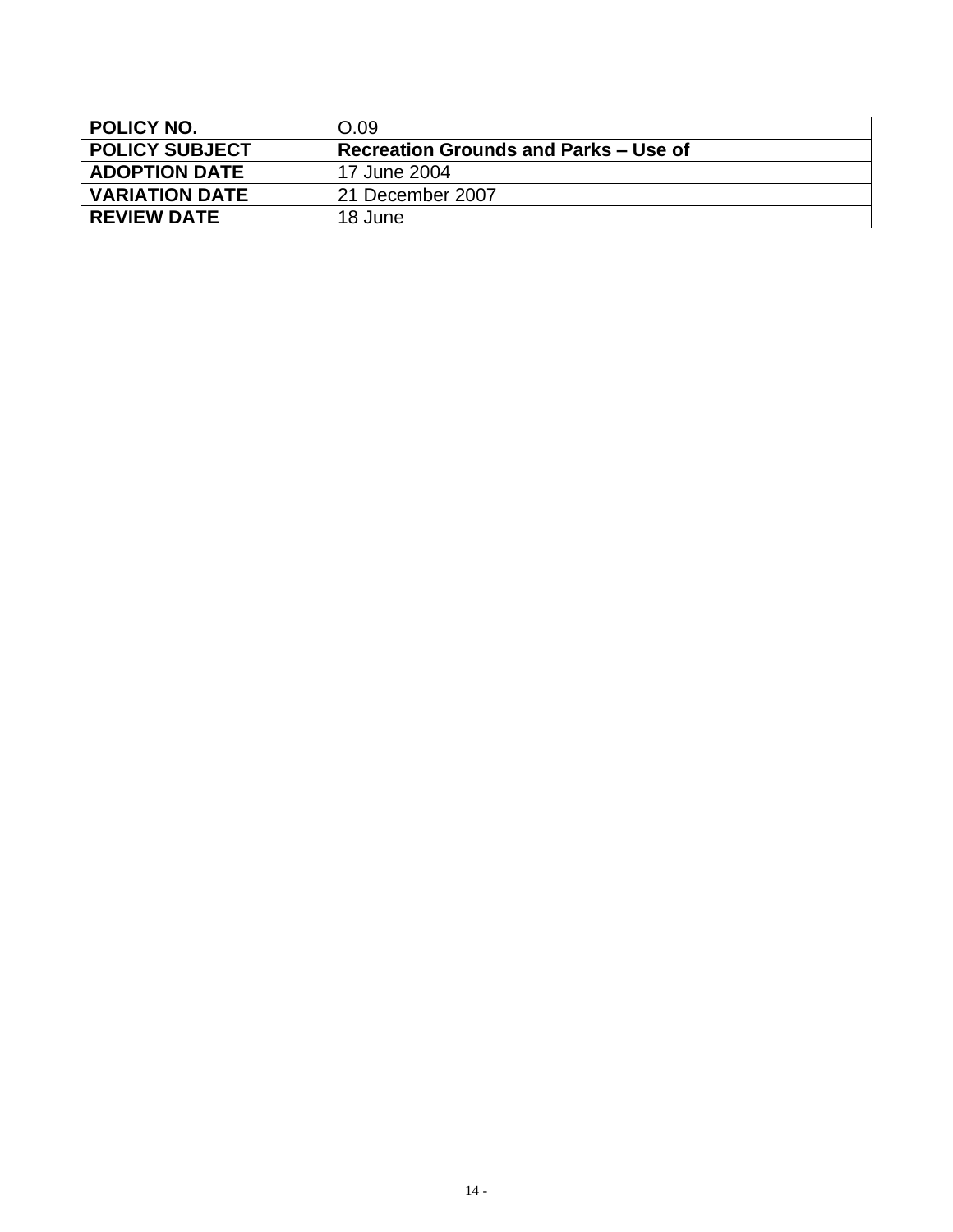| POLICY NO. | O.09 |
|---|---|
| **POLICY SUBJECT** | **Recreation Grounds and Parks – Use of** |
| **ADOPTION DATE** | 17 June 2004 |
| **VARIATION DATE** | 21 December 2007 |
| **REVIEW DATE** | 18 June |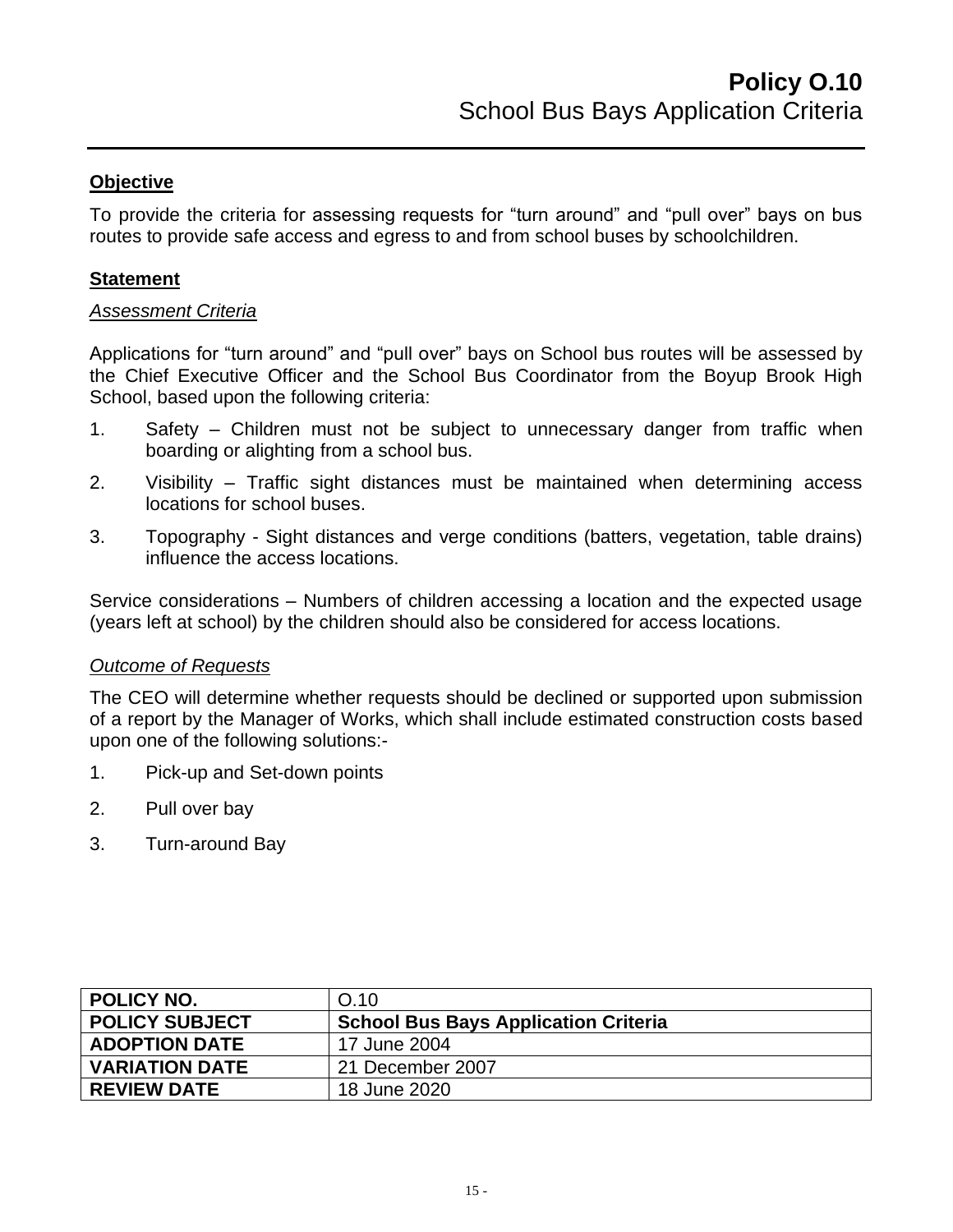# Policy O.10
School Bus Bays Application Criteria

**Objective**

To provide the criteria for assessing requests for "turn around" and "pull over" bays on bus routes to provide safe access and egress to and from school buses by schoolchildren.

**Statement**

*Assessment Criteria*

Applications for "turn around" and "pull over" bays on School bus routes will be assessed by the Chief Executive Officer and the School Bus Coordinator from the Boyup Brook High School, based upon the following criteria:

1. Safety – Children must not be subject to unnecessary danger from traffic when boarding or alighting from a school bus.
2. Visibility – Traffic sight distances must be maintained when determining access locations for school buses.
3. Topography - Sight distances and verge conditions (batters, vegetation, table drains) influence the access locations.

Service considerations – Numbers of children accessing a location and the expected usage (years left at school) by the children should also be considered for access locations.

*Outcome of Requests*

The CEO will determine whether requests should be declined or supported upon submission of a report by the Manager of Works, which shall include estimated construction costs based upon one of the following solutions:-

1. Pick-up and Set-down points
2. Pull over bay
3. Turn-around Bay

| **POLICY NO.** | O.10 |
|---|---|
| **POLICY SUBJECT** | **School Bus Bays Application Criteria** |
| **ADOPTION DATE** | 17 June 2004 |
| **VARIATION DATE** | 21 December 2007 |
| **REVIEW DATE** | 18 June 2020 |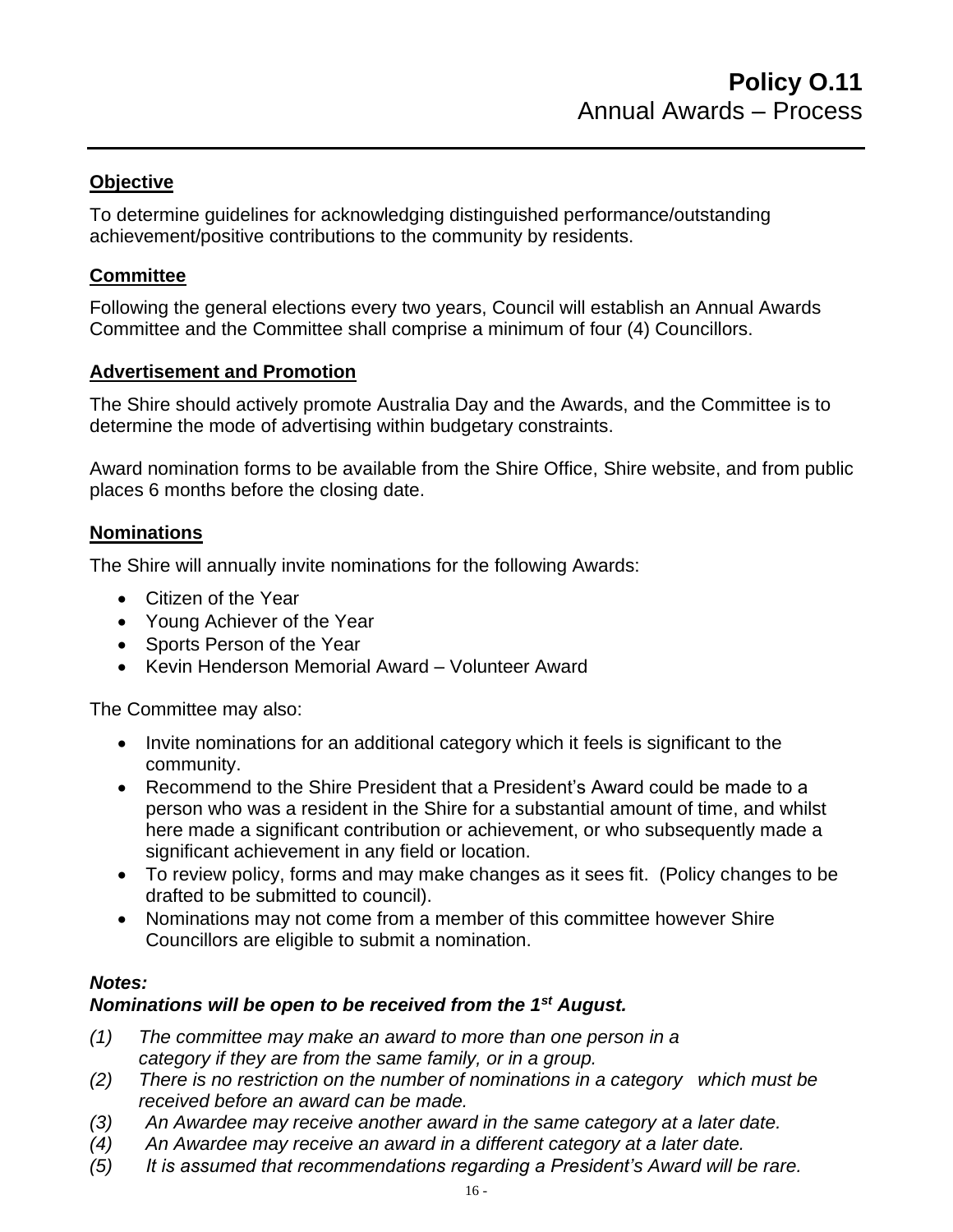# Policy O.11
## Annual Awards – Process

### Objective

To determine guidelines for acknowledging distinguished performance/outstanding achievement/positive contributions to the community by residents.

### Committee

Following the general elections every two years, Council will establish an Annual Awards Committee and the Committee shall comprise a minimum of four (4) Councillors.

### Advertisement and Promotion

The Shire should actively promote Australia Day and the Awards, and the Committee is to determine the mode of advertising within budgetary constraints.

Award nomination forms to be available from the Shire Office, Shire website, and from public places 6 months before the closing date.

### Nominations

The Shire will annually invite nominations for the following Awards:

- Citizen of the Year
- Young Achiever of the Year
- Sports Person of the Year
- Kevin Henderson Memorial Award – Volunteer Award

The Committee may also:

- Invite nominations for an additional category which it feels is significant to the community.
- Recommend to the Shire President that a President's Award could be made to a person who was a resident in the Shire for a substantial amount of time, and whilst here made a significant contribution or achievement, or who subsequently made a significant achievement in any field or location.
- To review policy, forms and may make changes as it sees fit. (Policy changes to be drafted to be submitted to council).
- Nominations may not come from a member of this committee however Shire Councillors are eligible to submit a nomination.

***Notes:***
***Nominations will be open to be received from the 1st August.***

*(1) The committee may make an award to more than one person in a category if they are from the same family, or in a group.*
*(2) There is no restriction on the number of nominations in a category which must be received before an award can be made.*
*(3) An Awardee may receive another award in the same category at a later date.*
*(4) An Awardee may receive an award in a different category at a later date.*
*(5) It is assumed that recommendations regarding a President's Award will be rare.*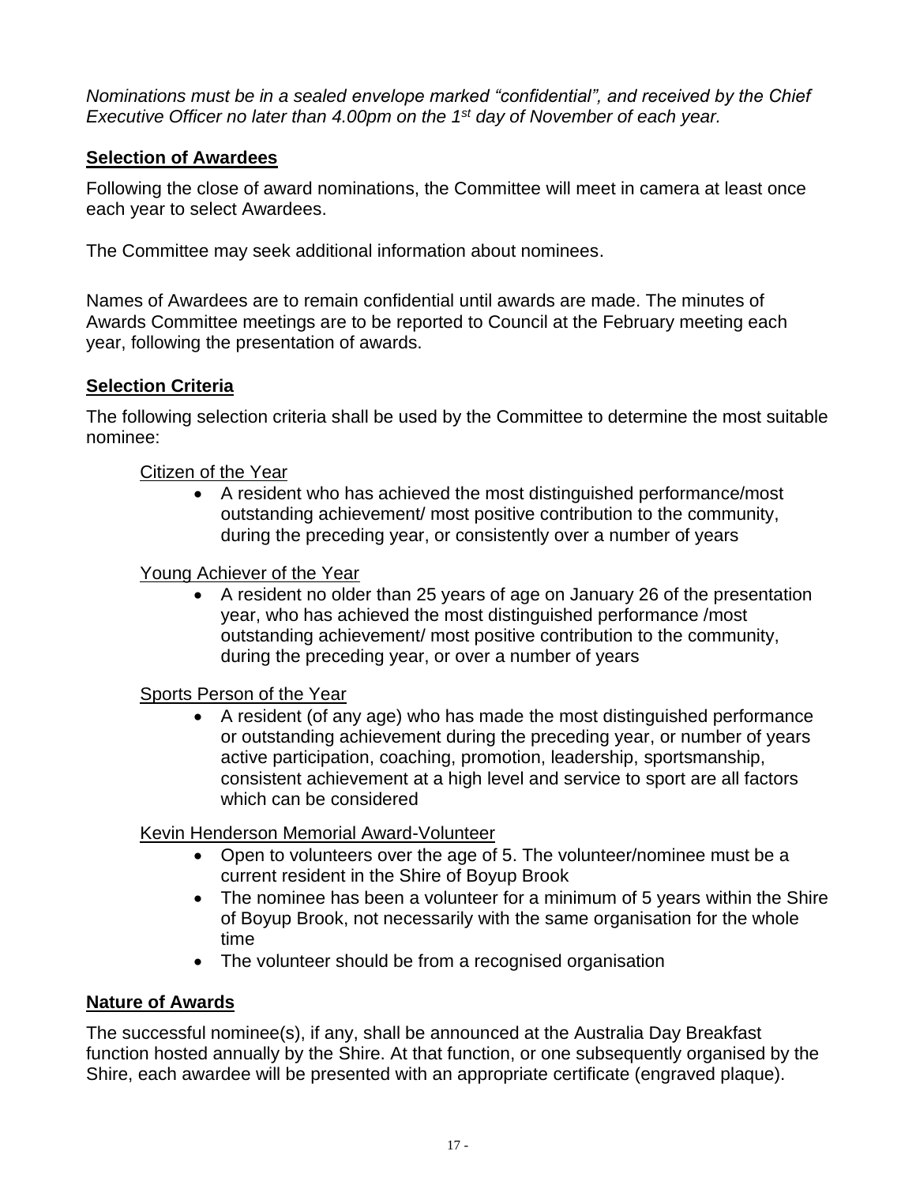*Nominations must be in a sealed envelope marked “confidential”, and received by the Chief Executive Officer no later than 4.00pm on the 1st day of November of each year.*

## Selection of Awardees

Following the close of award nominations, the Committee will meet in camera at least once each year to select Awardees.

The Committee may seek additional information about nominees.

Names of Awardees are to remain confidential until awards are made. The minutes of Awards Committee meetings are to be reported to Council at the February meeting each year, following the presentation of awards.

## Selection Criteria

The following selection criteria shall be used by the Committee to determine the most suitable nominee:

Citizen of the Year

- A resident who has achieved the most distinguished performance/most outstanding achievement/ most positive contribution to the community, during the preceding year, or consistently over a number of years

Young Achiever of the Year

- A resident no older than 25 years of age on January 26 of the presentation year, who has achieved the most distinguished performance /most outstanding achievement/ most positive contribution to the community, during the preceding year, or over a number of years

Sports Person of the Year

- A resident (of any age) who has made the most distinguished performance or outstanding achievement during the preceding year, or number of years active participation, coaching, promotion, leadership, sportsmanship, consistent achievement at a high level and service to sport are all factors which can be considered

Kevin Henderson Memorial Award-Volunteer

- Open to volunteers over the age of 5. The volunteer/nominee must be a current resident in the Shire of Boyup Brook
- The nominee has been a volunteer for a minimum of 5 years within the Shire of Boyup Brook, not necessarily with the same organisation for the whole time
- The volunteer should be from a recognised organisation

## Nature of Awards

The successful nominee(s), if any, shall be announced at the Australia Day Breakfast function hosted annually by the Shire. At that function, or one subsequently organised by the Shire, each awardee will be presented with an appropriate certificate (engraved plaque).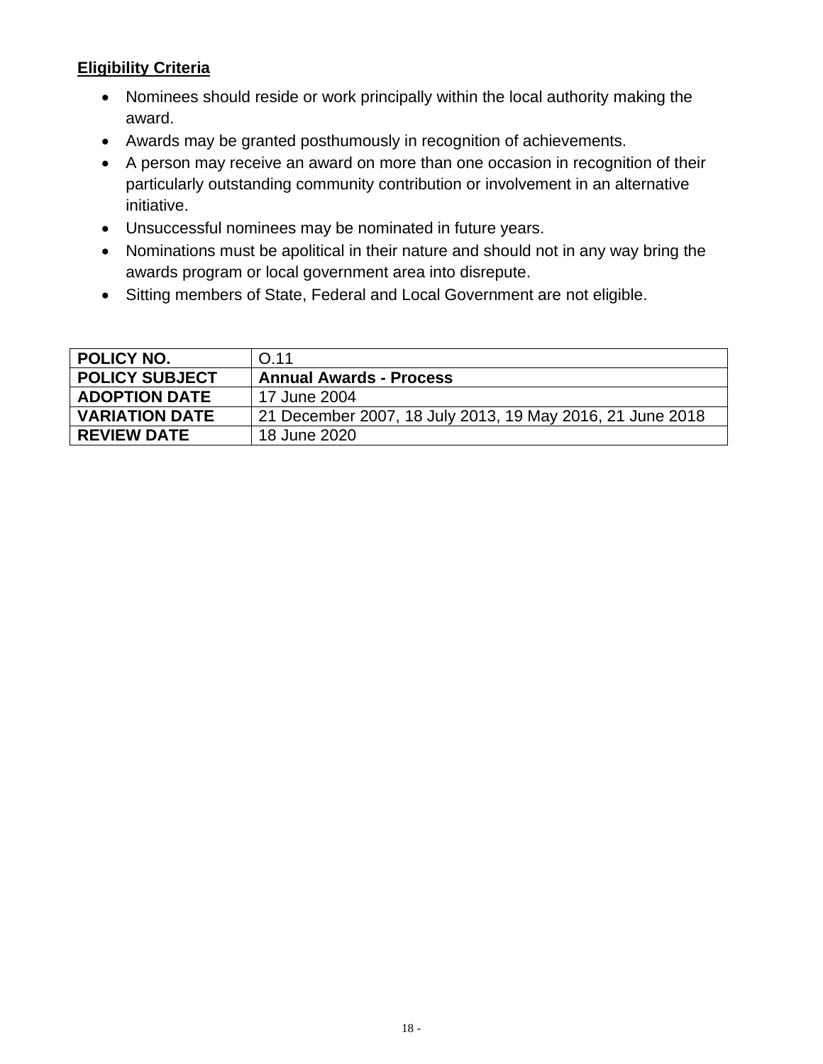**Eligibility Criteria**

- Nominees should reside or work principally within the local authority making the award.
- Awards may be granted posthumously in recognition of achievements.
- A person may receive an award on more than one occasion in recognition of their particularly outstanding community contribution or involvement in an alternative initiative.
- Unsuccessful nominees may be nominated in future years.
- Nominations must be apolitical in their nature and should not in any way bring the awards program or local government area into disrepute.
- Sitting members of State, Federal and Local Government are not eligible.

| **POLICY NO.** | O.11 |
|---|---|
| **POLICY SUBJECT** | **Annual Awards - Process** |
| **ADOPTION DATE** | 17 June 2004 |
| **VARIATION DATE** | 21 December 2007, 18 July 2013, 19 May 2016, 21 June 2018 |
| **REVIEW DATE** | 18 June 2020 |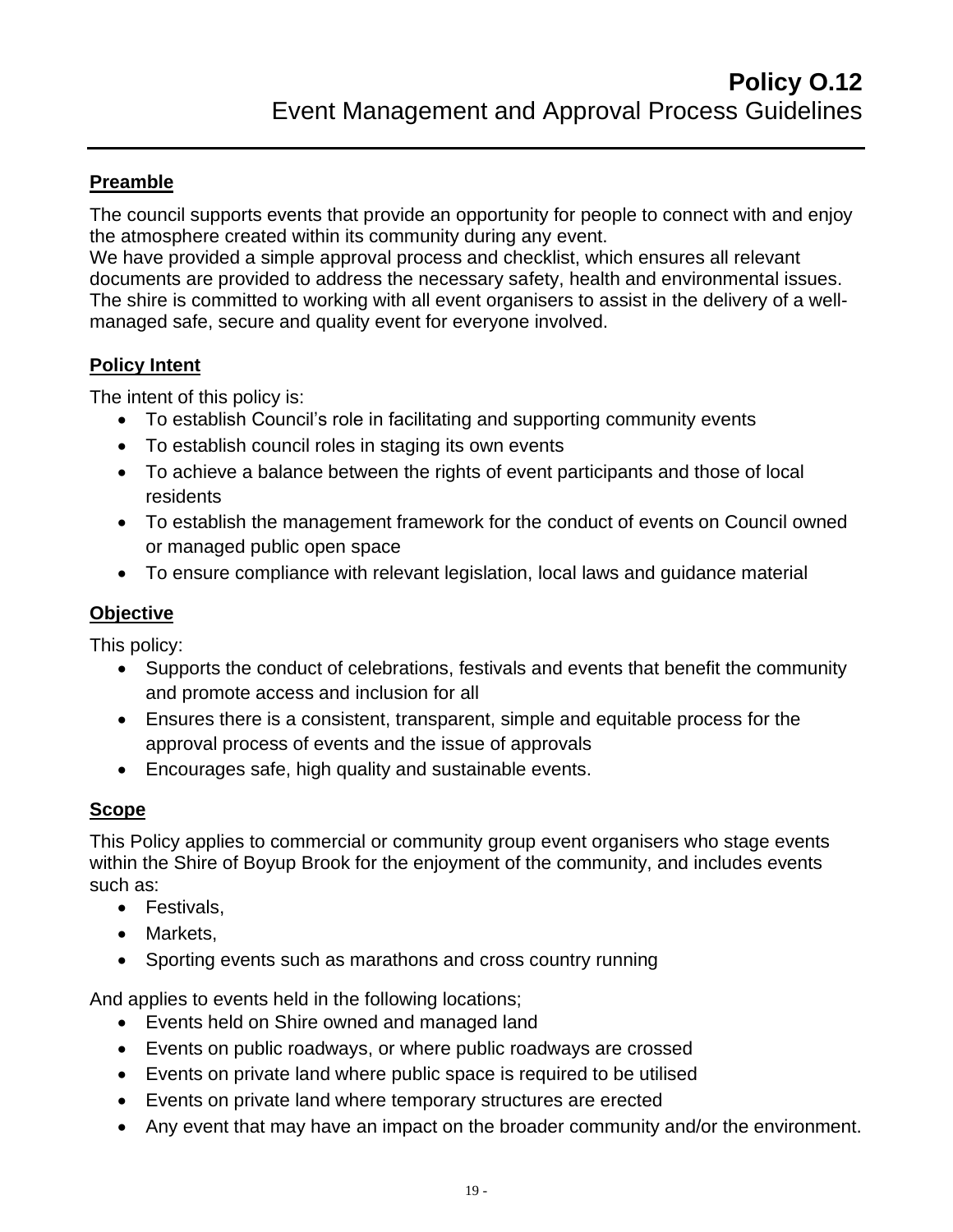# Policy O.12
## Event Management and Approval Process Guidelines

### Preamble

The council supports events that provide an opportunity for people to connect with and enjoy the atmosphere created within its community during any event.
We have provided a simple approval process and checklist, which ensures all relevant documents are provided to address the necessary safety, health and environmental issues.
The shire is committed to working with all event organisers to assist in the delivery of a well-managed safe, secure and quality event for everyone involved.

### Policy Intent

The intent of this policy is:

- To establish Council's role in facilitating and supporting community events
- To establish council roles in staging its own events
- To achieve a balance between the rights of event participants and those of local residents
- To establish the management framework for the conduct of events on Council owned or managed public open space
- To ensure compliance with relevant legislation, local laws and guidance material

### Objective

This policy:

- Supports the conduct of celebrations, festivals and events that benefit the community and promote access and inclusion for all
- Ensures there is a consistent, transparent, simple and equitable process for the approval process of events and the issue of approvals
- Encourages safe, high quality and sustainable events.

### Scope

This Policy applies to commercial or community group event organisers who stage events within the Shire of Boyup Brook for the enjoyment of the community, and includes events such as:

- Festivals,
- Markets,
- Sporting events such as marathons and cross country running

And applies to events held in the following locations;

- Events held on Shire owned and managed land
- Events on public roadways, or where public roadways are crossed
- Events on private land where public space is required to be utilised
- Events on private land where temporary structures are erected
- Any event that may have an impact on the broader community and/or the environment.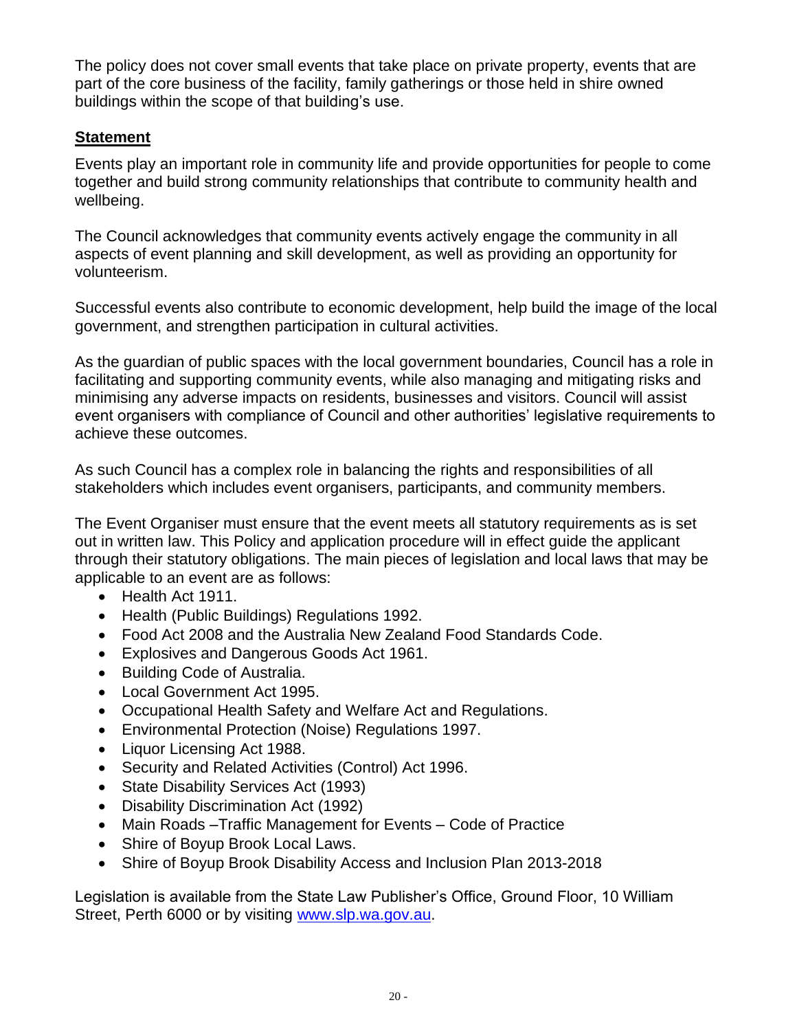The policy does not cover small events that take place on private property, events that are part of the core business of the facility, family gatherings or those held in shire owned buildings within the scope of that building's use.

**Statement**

Events play an important role in community life and provide opportunities for people to come together and build strong community relationships that contribute to community health and wellbeing.

The Council acknowledges that community events actively engage the community in all aspects of event planning and skill development, as well as providing an opportunity for volunteerism.

Successful events also contribute to economic development, help build the image of the local government, and strengthen participation in cultural activities.

As the guardian of public spaces with the local government boundaries, Council has a role in facilitating and supporting community events, while also managing and mitigating risks and minimising any adverse impacts on residents, businesses and visitors. Council will assist event organisers with compliance of Council and other authorities' legislative requirements to achieve these outcomes.

As such Council has a complex role in balancing the rights and responsibilities of all stakeholders which includes event organisers, participants, and community members.

The Event Organiser must ensure that the event meets all statutory requirements as is set out in written law. This Policy and application procedure will in effect guide the applicant through their statutory obligations. The main pieces of legislation and local laws that may be applicable to an event are as follows:

- Health Act 1911.
- Health (Public Buildings) Regulations 1992.
- Food Act 2008 and the Australia New Zealand Food Standards Code.
- Explosives and Dangerous Goods Act 1961.
- Building Code of Australia.
- Local Government Act 1995.
- Occupational Health Safety and Welfare Act and Regulations.
- Environmental Protection (Noise) Regulations 1997.
- Liquor Licensing Act 1988.
- Security and Related Activities (Control) Act 1996.
- State Disability Services Act (1993)
- Disability Discrimination Act (1992)
- Main Roads –Traffic Management for Events – Code of Practice
- Shire of Boyup Brook Local Laws.
- Shire of Boyup Brook Disability Access and Inclusion Plan 2013-2018

Legislation is available from the State Law Publisher's Office, Ground Floor, 10 William Street, Perth 6000 or by visiting www.slp.wa.gov.au.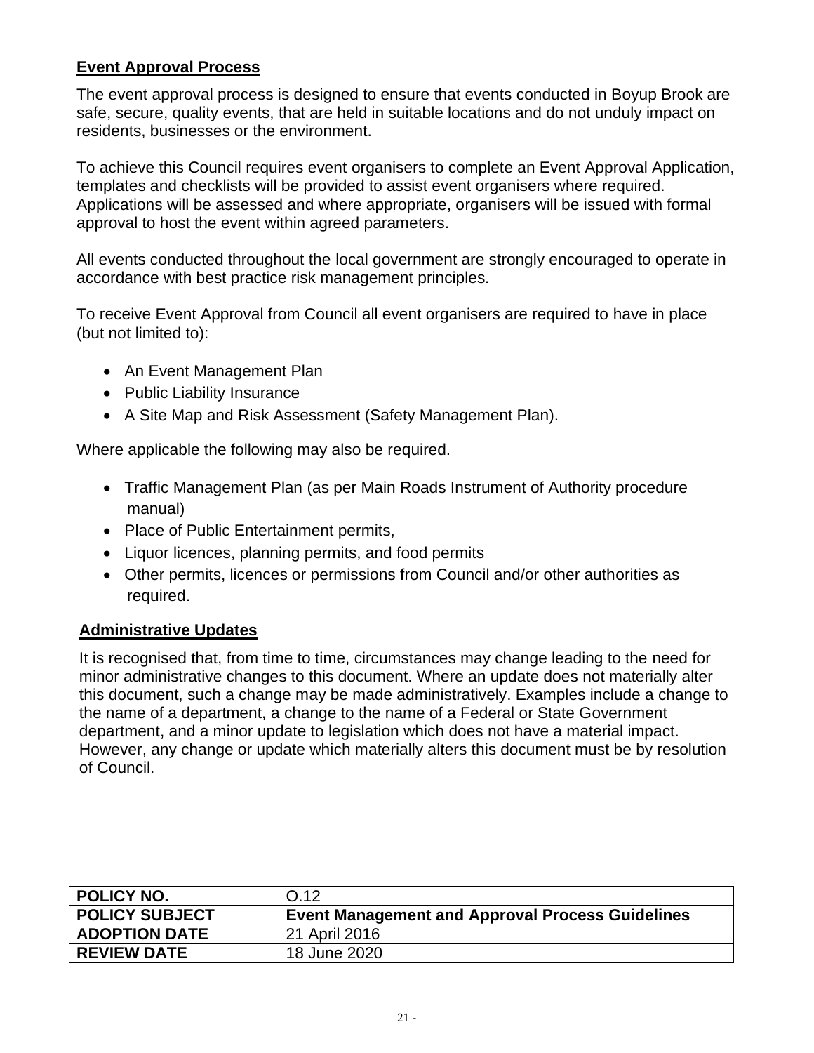**Event Approval Process**

The event approval process is designed to ensure that events conducted in Boyup Brook are safe, secure, quality events, that are held in suitable locations and do not unduly impact on residents, businesses or the environment.

To achieve this Council requires event organisers to complete an Event Approval Application, templates and checklists will be provided to assist event organisers where required. Applications will be assessed and where appropriate, organisers will be issued with formal approval to host the event within agreed parameters.

All events conducted throughout the local government are strongly encouraged to operate in accordance with best practice risk management principles.

To receive Event Approval from Council all event organisers are required to have in place (but not limited to):

- An Event Management Plan
- Public Liability Insurance
- A Site Map and Risk Assessment (Safety Management Plan).

Where applicable the following may also be required.

- Traffic Management Plan (as per Main Roads Instrument of Authority procedure manual)
- Place of Public Entertainment permits,
- Liquor licences, planning permits, and food permits
- Other permits, licences or permissions from Council and/or other authorities as required.

**Administrative Updates**

It is recognised that, from time to time, circumstances may change leading to the need for minor administrative changes to this document. Where an update does not materially alter this document, such a change may be made administratively. Examples include a change to the name of a department, a change to the name of a Federal or State Government department, and a minor update to legislation which does not have a material impact. However, any change or update which materially alters this document must be by resolution of Council.

| **POLICY NO.** | O.12 |
|---|---|
| **POLICY SUBJECT** | **Event Management and Approval Process Guidelines** |
| **ADOPTION DATE** | 21 April 2016 |
| **REVIEW DATE** | 18 June 2020 |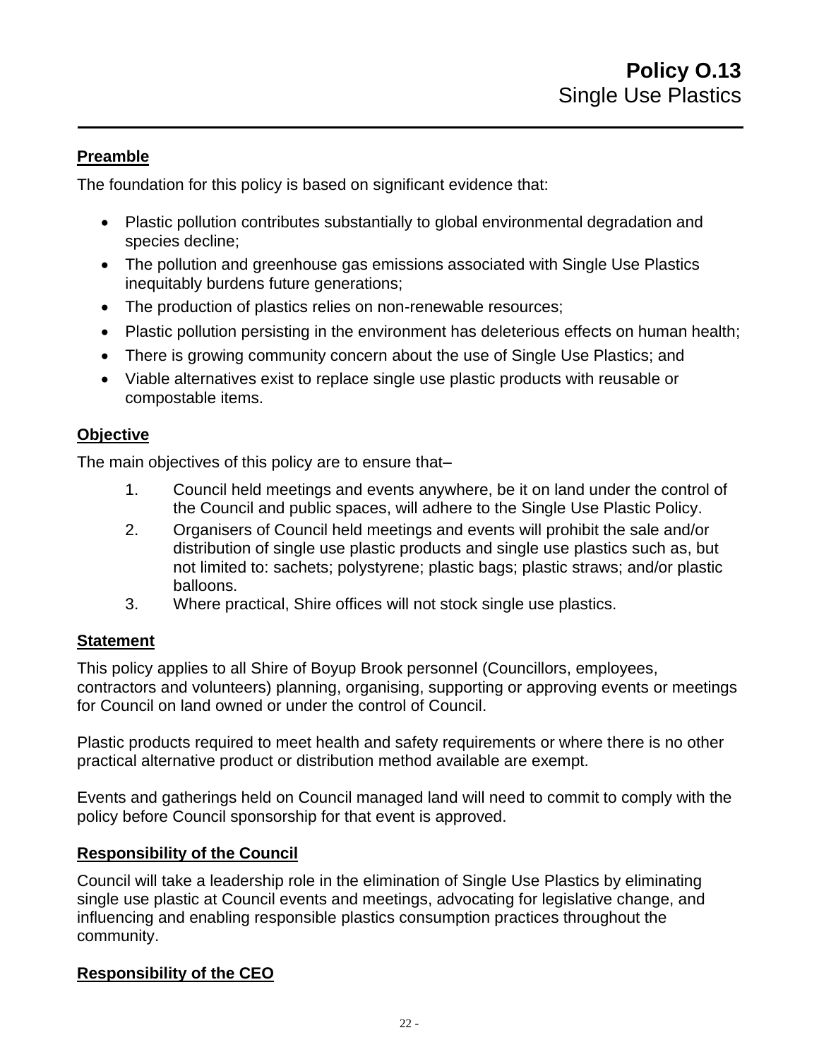# Policy O.13
## Single Use Plastics

### Preamble

The foundation for this policy is based on significant evidence that:

- Plastic pollution contributes substantially to global environmental degradation and species decline;
- The pollution and greenhouse gas emissions associated with Single Use Plastics inequitably burdens future generations;
- The production of plastics relies on non-renewable resources;
- Plastic pollution persisting in the environment has deleterious effects on human health;
- There is growing community concern about the use of Single Use Plastics; and
- Viable alternatives exist to replace single use plastic products with reusable or compostable items.

### Objective

The main objectives of this policy are to ensure that–

1. Council held meetings and events anywhere, be it on land under the control of the Council and public spaces, will adhere to the Single Use Plastic Policy.
2. Organisers of Council held meetings and events will prohibit the sale and/or distribution of single use plastic products and single use plastics such as, but not limited to: sachets; polystyrene; plastic bags; plastic straws; and/or plastic balloons.
3. Where practical, Shire offices will not stock single use plastics.

### Statement

This policy applies to all Shire of Boyup Brook personnel (Councillors, employees, contractors and volunteers) planning, organising, supporting or approving events or meetings for Council on land owned or under the control of Council.

Plastic products required to meet health and safety requirements or where there is no other practical alternative product or distribution method available are exempt.

Events and gatherings held on Council managed land will need to commit to comply with the policy before Council sponsorship for that event is approved.

### Responsibility of the Council

Council will take a leadership role in the elimination of Single Use Plastics by eliminating single use plastic at Council events and meetings, advocating for legislative change, and influencing and enabling responsible plastics consumption practices throughout the community.

### Responsibility of the CEO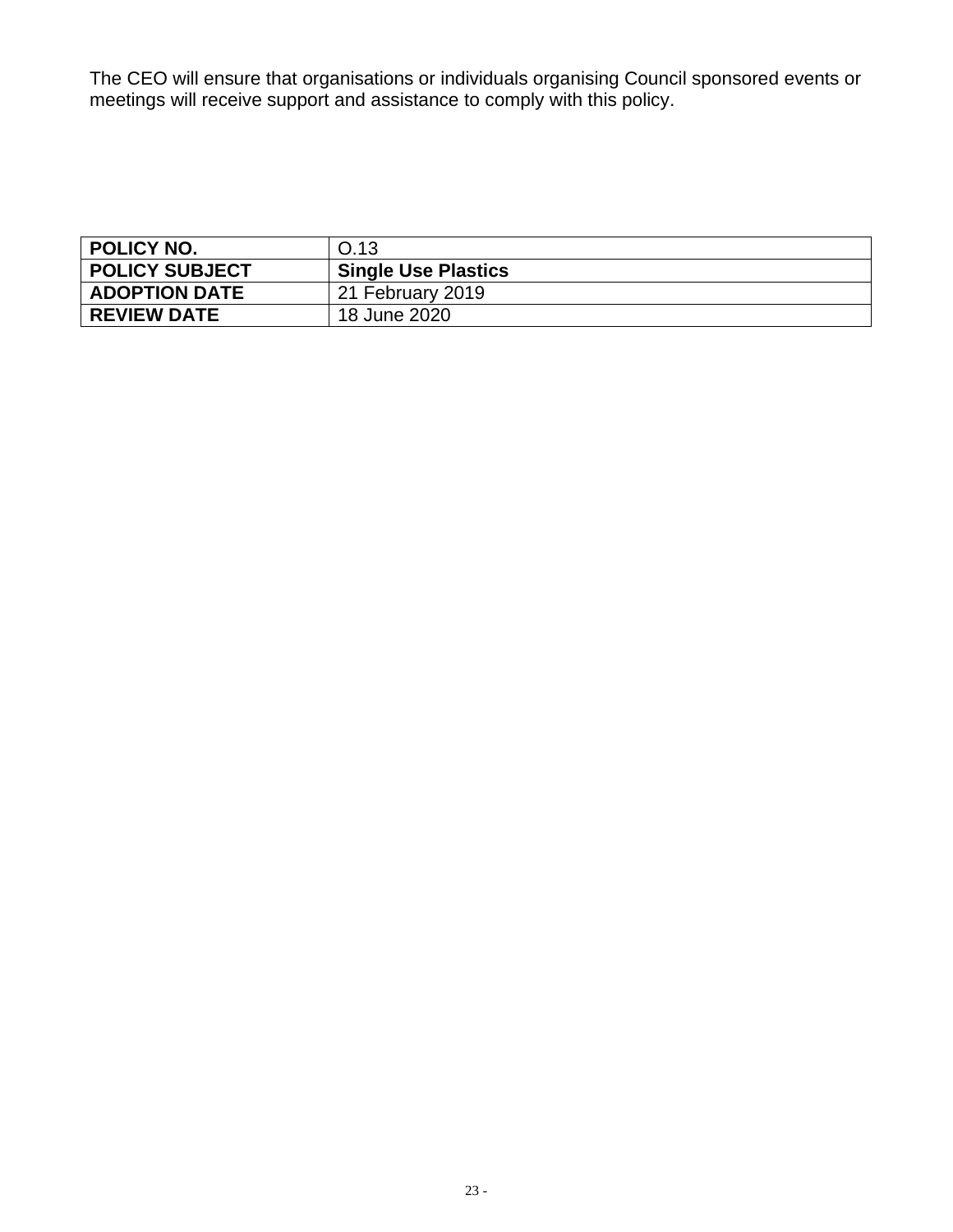The CEO will ensure that organisations or individuals organising Council sponsored events or meetings will receive support and assistance to comply with this policy.

| **POLICY NO.** | O.13 |
| --- | --- |
| **POLICY SUBJECT** | **Single Use Plastics** |
| **ADOPTION DATE** | 21 February 2019 |
| **REVIEW DATE** | 18 June 2020 |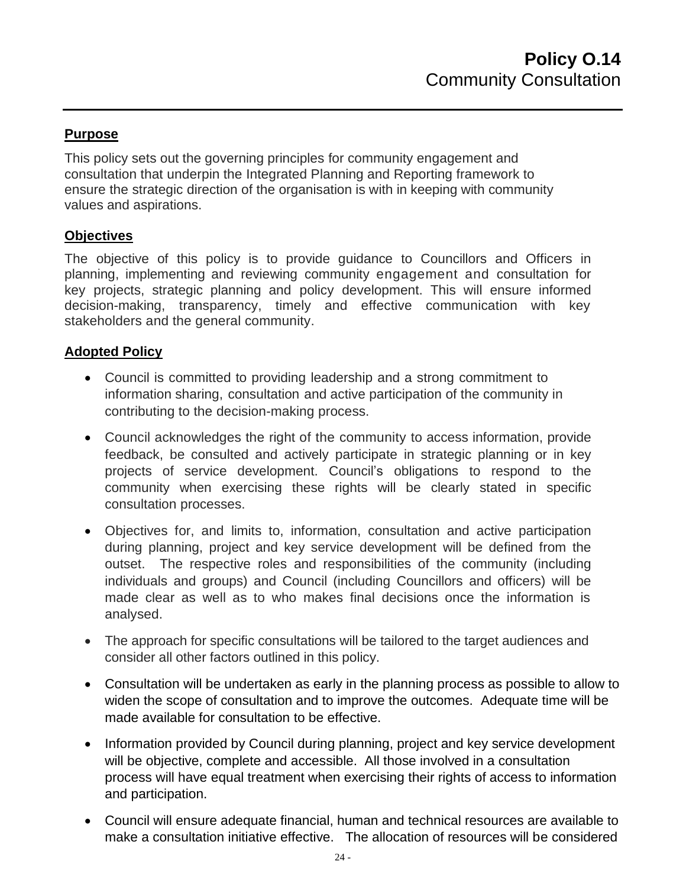# **Policy O.14**
## Community Consultation

---

### Purpose

This policy sets out the governing principles for community engagement and consultation that underpin the Integrated Planning and Reporting framework to ensure the strategic direction of the organisation is with in keeping with community values and aspirations.

### Objectives

The objective of this policy is to provide guidance to Councillors and Officers in planning, implementing and reviewing community engagement and consultation for key projects, strategic planning and policy development. This will ensure informed decision-making, transparency, timely and effective communication with key stakeholders and the general community.

### Adopted Policy

- Council is committed to providing leadership and a strong commitment to information sharing, consultation and active participation of the community in contributing to the decision-making process.
- Council acknowledges the right of the community to access information, provide feedback, be consulted and actively participate in strategic planning or in key projects of service development. Council's obligations to respond to the community when exercising these rights will be clearly stated in specific consultation processes.
- Objectives for, and limits to, information, consultation and active participation during planning, project and key service development will be defined from the outset. The respective roles and responsibilities of the community (including individuals and groups) and Council (including Councillors and officers) will be made clear as well as to who makes final decisions once the information is analysed.
- The approach for specific consultations will be tailored to the target audiences and consider all other factors outlined in this policy.
- Consultation will be undertaken as early in the planning process as possible to allow to widen the scope of consultation and to improve the outcomes. Adequate time will be made available for consultation to be effective.
- Information provided by Council during planning, project and key service development will be objective, complete and accessible. All those involved in a consultation process will have equal treatment when exercising their rights of access to information and participation.
- Council will ensure adequate financial, human and technical resources are available to make a consultation initiative effective. The allocation of resources will be considered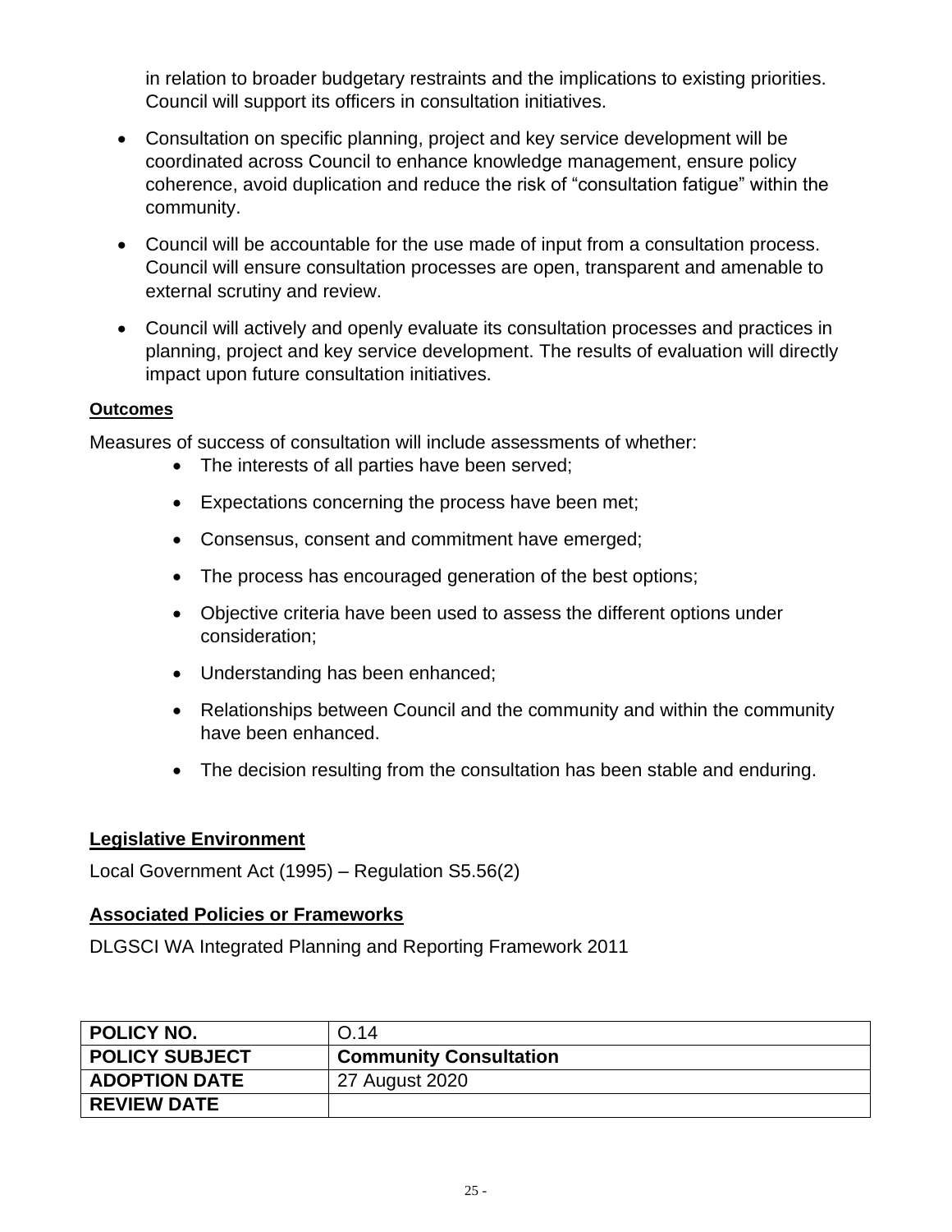in relation to broader budgetary restraints and the implications to existing priorities. Council will support its officers in consultation initiatives.

- Consultation on specific planning, project and key service development will be coordinated across Council to enhance knowledge management, ensure policy coherence, avoid duplication and reduce the risk of "consultation fatigue" within the community.
- Council will be accountable for the use made of input from a consultation process. Council will ensure consultation processes are open, transparent and amenable to external scrutiny and review.
- Council will actively and openly evaluate its consultation processes and practices in planning, project and key service development. The results of evaluation will directly impact upon future consultation initiatives.

**Outcomes**

Measures of success of consultation will include assessments of whether:

- The interests of all parties have been served;
- Expectations concerning the process have been met;
- Consensus, consent and commitment have emerged;
- The process has encouraged generation of the best options;
- Objective criteria have been used to assess the different options under consideration;
- Understanding has been enhanced;
- Relationships between Council and the community and within the community have been enhanced.
- The decision resulting from the consultation has been stable and enduring.

## Legislative Environment

Local Government Act (1995) – Regulation S5.56(2)

## Associated Policies or Frameworks

DLGSCI WA Integrated Planning and Reporting Framework 2011

| | |
|---|---|
| **POLICY NO.** | O.14 |
| **POLICY SUBJECT** | **Community Consultation** |
| **ADOPTION DATE** | 27 August 2020 |
| **REVIEW DATE** | |